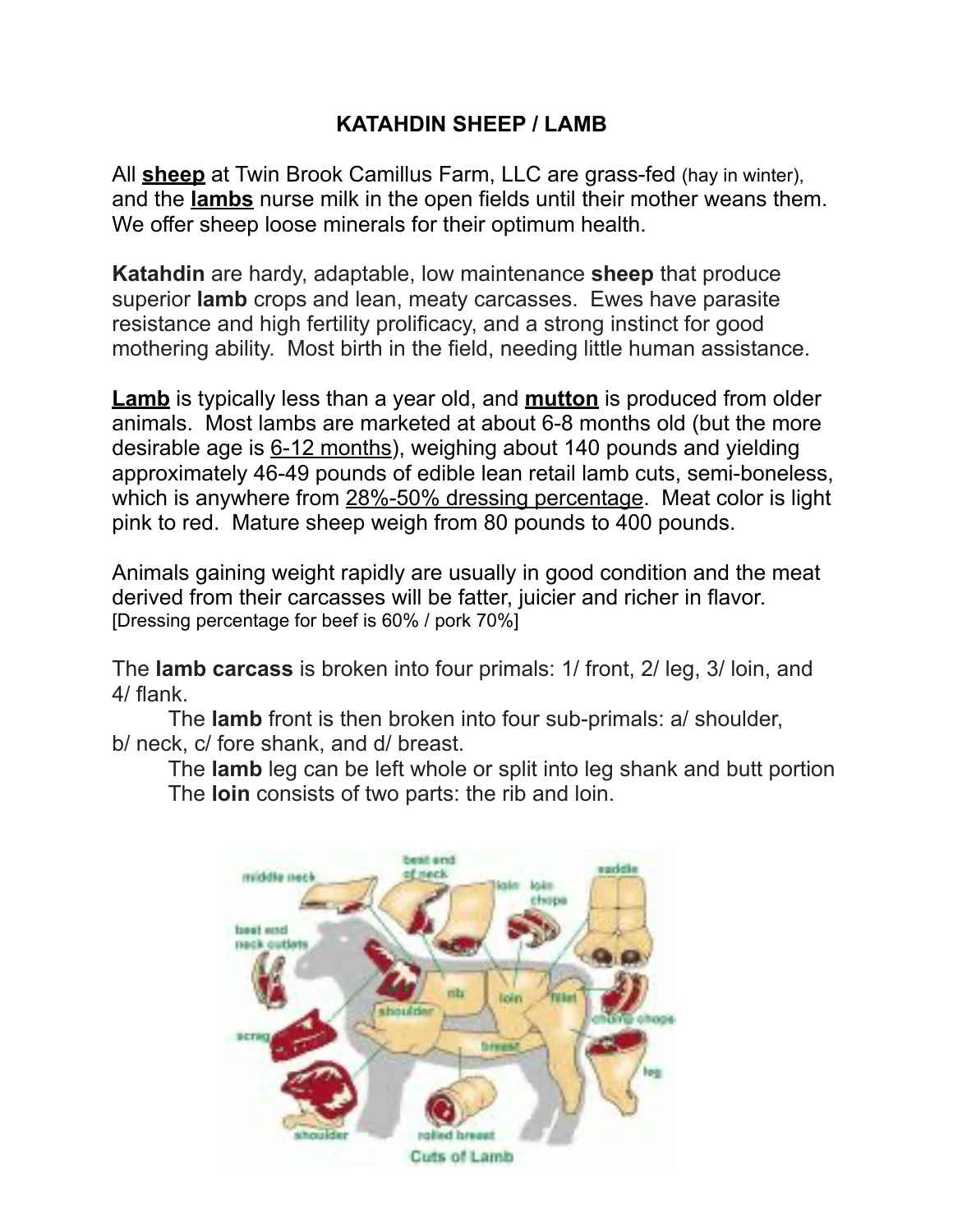# KATAHDIN SHEEP / LAMB

All **sheep** at Twin Brook Camillus Farm, LLC are grass-fed (hay in winter), and the **lambs** nurse milk in the open fields until their mother weans them. We offer sheep loose minerals for their optimum health.

**Katahdin** are hardy, adaptable, low maintenance **sheep** that produce superior **lamb** crops and lean, meaty carcasses. Ewes have parasite resistance and high fertility prolificacy, and a strong instinct for good mothering ability. Most birth in the field, needing little human assistance.

**Lamb** is typically less than a year old, and **mutton** is produced from older animals. Most lambs are marketed at about 6-8 months old (but the more desirable age is 6-12 months), weighing about 140 pounds and yielding approximately 46-49 pounds of edible lean retail lamb cuts, semi-boneless, which is anywhere from 28%-50% dressing percentage. Meat color is light pink to red. Mature sheep weigh from 80 pounds to 400 pounds.

Animals gaining weight rapidly are usually in good condition and the meat derived from their carcasses will be fatter, juicier and richer in flavor. [Dressing percentage for beef is 60% / pork 70%]

The **lamb carcass** is broken into four primals: 1/ front, 2/ leg, 3/ loin, and 4/ flank.

The **lamb** front is then broken into four sub-primals: a/ shoulder, b/ neck, c/ fore shank, and d/ breast.

The **lamb** leg can be left whole or split into leg shank and butt portion

The **loin** consists of two parts: the rib and loin.

Cuts of Lamb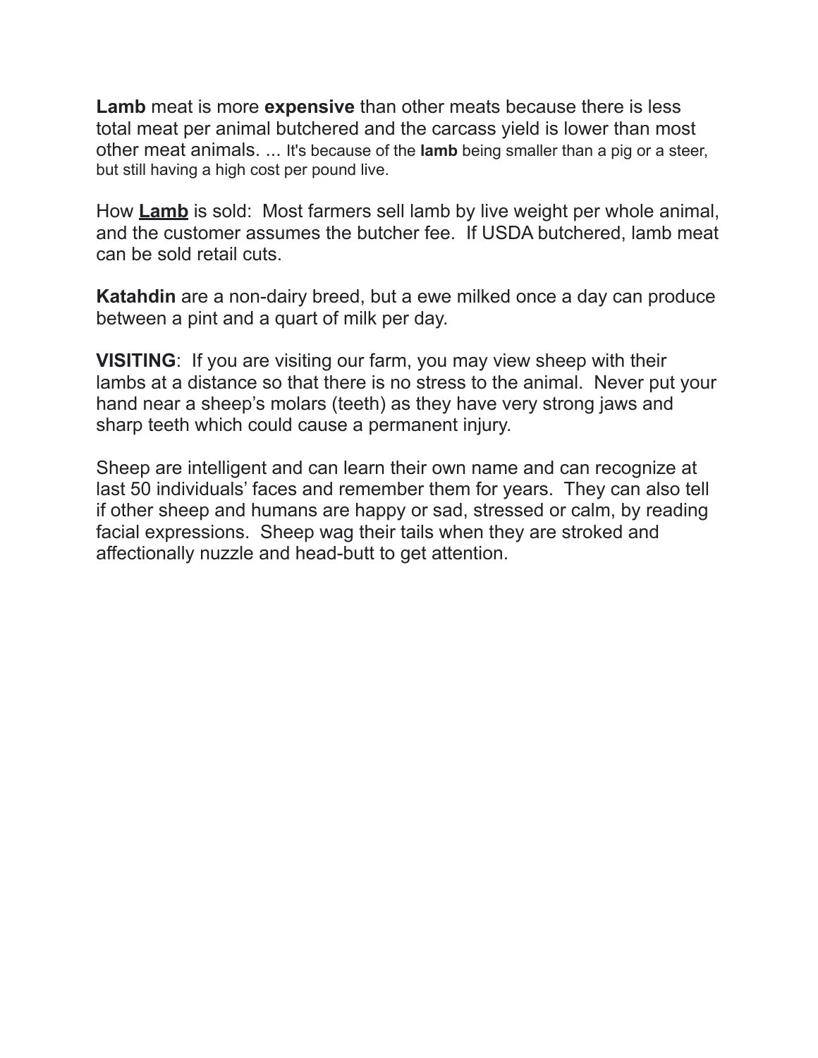**Lamb** meat is more **expensive** than other meats because there is less total meat per animal butchered and the carcass yield is lower than most other meat animals. ... It's because of the **lamb** being smaller than a pig or a steer, but still having a high cost per pound live.

How **<u>Lamb</u>** is sold: Most farmers sell lamb by live weight per whole animal, and the customer assumes the butcher fee. If USDA butchered, lamb meat can be sold retail cuts.

**Katahdin** are a non-dairy breed, but a ewe milked once a day can produce between a pint and a quart of milk per day.

**VISITING**: If you are visiting our farm, you may view sheep with their lambs at a distance so that there is no stress to the animal. Never put your hand near a sheep's molars (teeth) as they have very strong jaws and sharp teeth which could cause a permanent injury.

Sheep are intelligent and can learn their own name and can recognize at last 50 individuals' faces and remember them for years. They can also tell if other sheep and humans are happy or sad, stressed or calm, by reading facial expressions. Sheep wag their tails when they are stroked and affectionally nuzzle and head-butt to get attention.